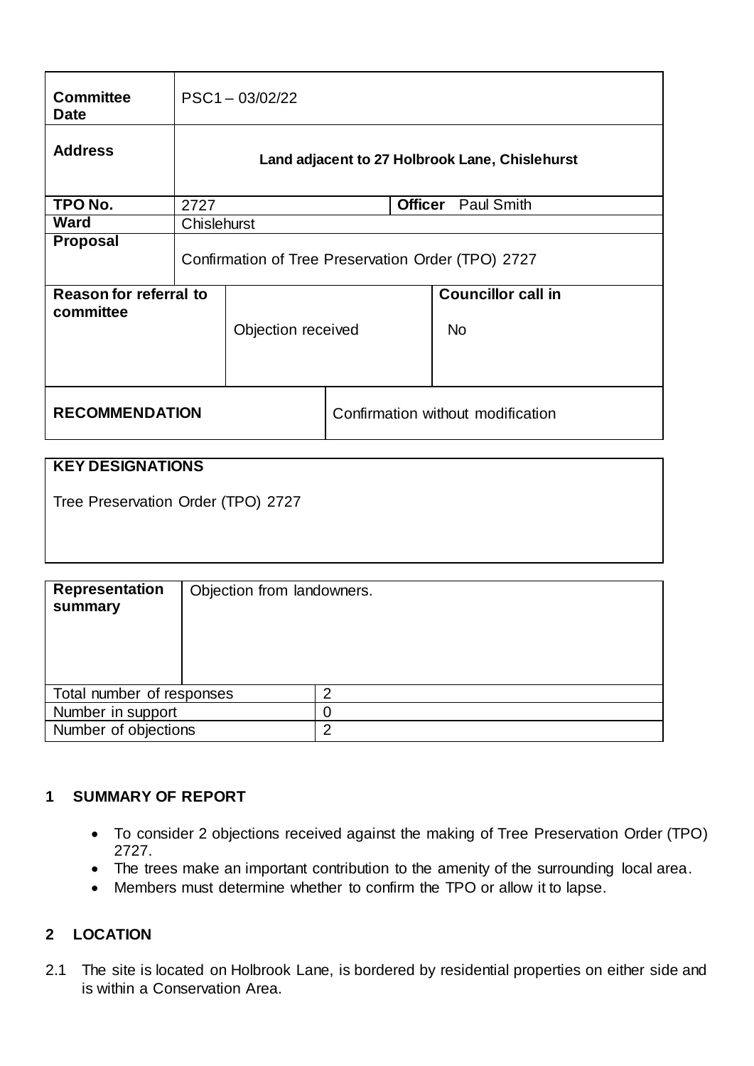| **Committee Date** | PSC1 – 03/02/22 | | |
|---|---|---|---|
| **Address** | **Land adjacent to 27 Holbrook Lane, Chislehurst** | | |
| **TPO No.** | 2727 | **Officer** | Paul Smith |
| **Ward** | Chislehurst | | |
| **Proposal** | Confirmation of Tree Preservation Order (TPO) 2727 | | |

| **Reason for referral to committee** | Objection received | **Councillor call in** No |
|---|---|---|

| **RECOMMENDATION** | Confirmation without modification |
|---|---|

| **KEY DESIGNATIONS** |
|---|
| Tree Preservation Order (TPO) 2727 |

| **Representation summary** | Objection from landowners. |
|---|---|
| Total number of responses | 2 |
| Number in support | 0 |
| Number of objections | 2 |

## 1 SUMMARY OF REPORT

- To consider 2 objections received against the making of Tree Preservation Order (TPO) 2727.
- The trees make an important contribution to the amenity of the surrounding local area.
- Members must determine whether to confirm the TPO or allow it to lapse.

## 2 LOCATION

2.1 The site is located on Holbrook Lane, is bordered by residential properties on either side and is within a Conservation Area.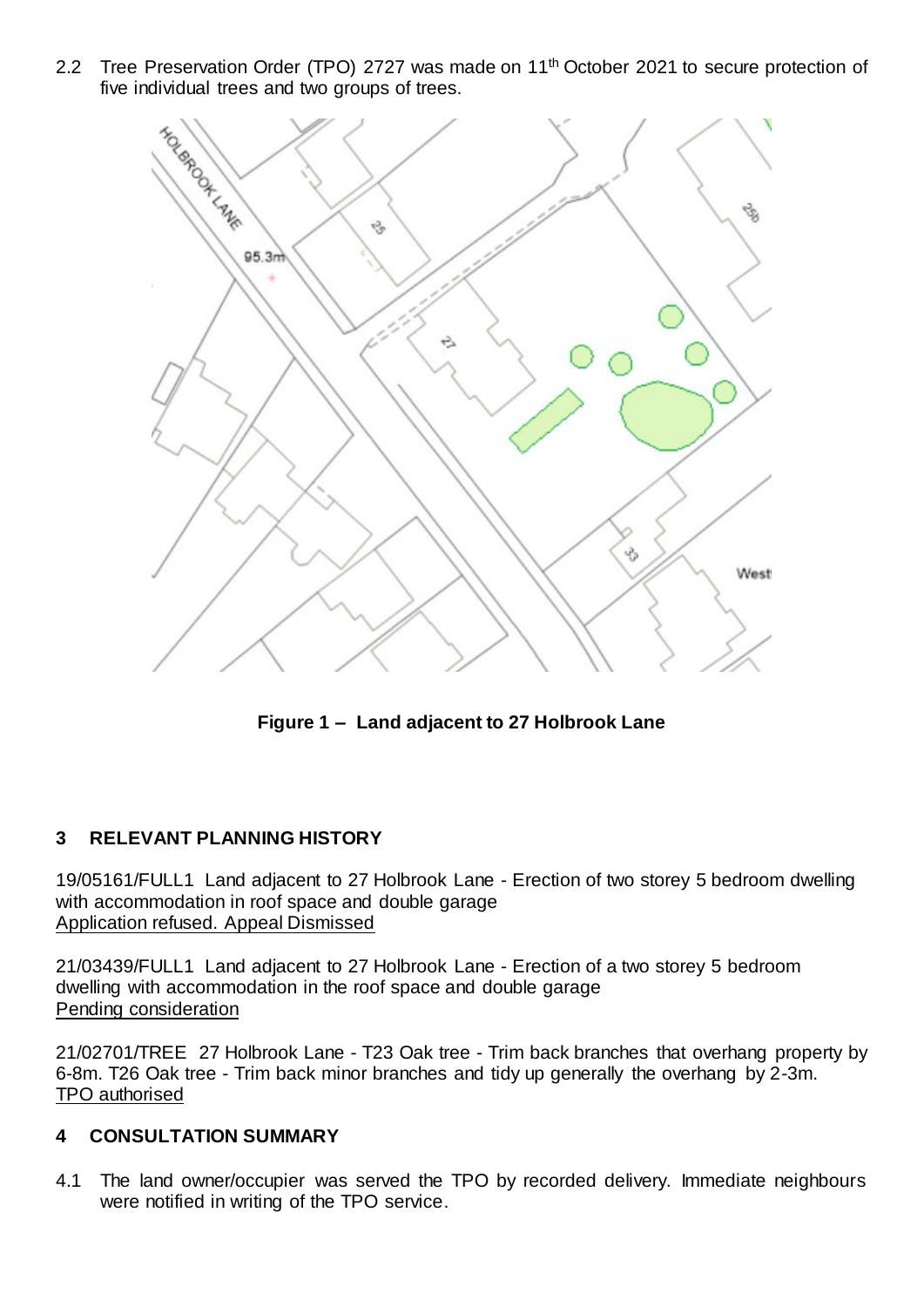2.2 Tree Preservation Order (TPO) 2727 was made on 11th October 2021 to secure protection of five individual trees and two groups of trees.

**Figure 1 – Land adjacent to 27 Holbrook Lane**

## 3 RELEVANT PLANNING HISTORY

19/05161/FULL1 Land adjacent to 27 Holbrook Lane - Erection of two storey 5 bedroom dwelling with accommodation in roof space and double garage
Application refused. Appeal Dismissed

21/03439/FULL1 Land adjacent to 27 Holbrook Lane - Erection of a two storey 5 bedroom dwelling with accommodation in the roof space and double garage
Pending consideration

21/02701/TREE 27 Holbrook Lane - T23 Oak tree - Trim back branches that overhang property by 6-8m. T26 Oak tree - Trim back minor branches and tidy up generally the overhang by 2-3m.
TPO authorised

## 4 CONSULTATION SUMMARY

4.1 The land owner/occupier was served the TPO by recorded delivery. Immediate neighbours were notified in writing of the TPO service.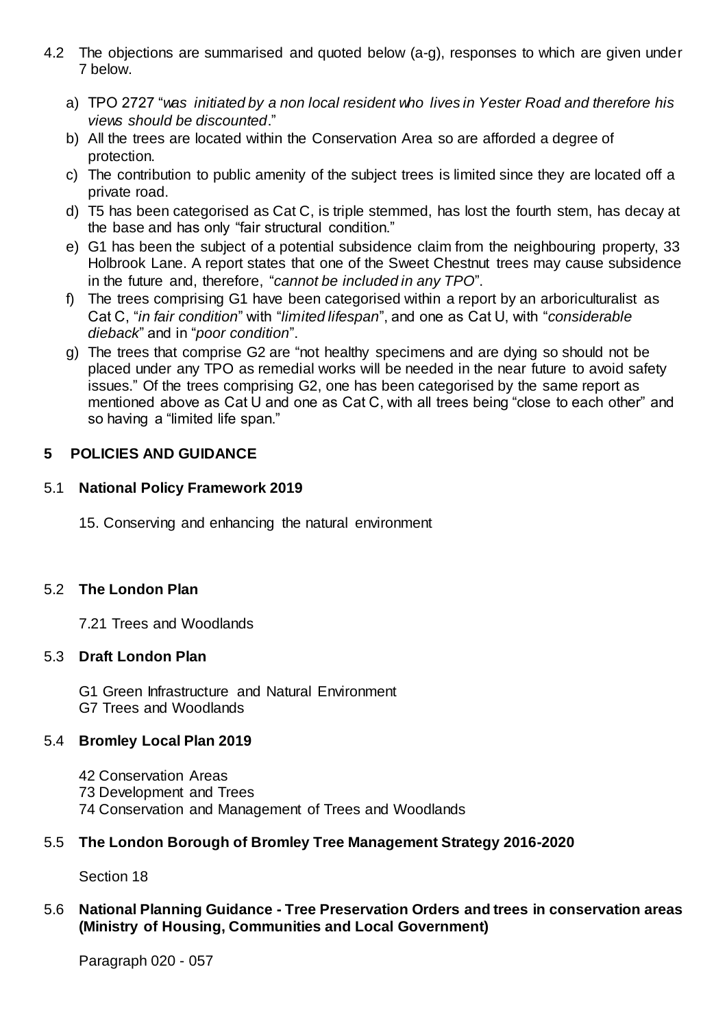4.2 The objections are summarised and quoted below (a-g), responses to which are given under 7 below.

a) TPO 2727 "*was initiated by a non local resident who lives in Yester Road and therefore his views should be discounted*."
b) All the trees are located within the Conservation Area so are afforded a degree of protection.
c) The contribution to public amenity of the subject trees is limited since they are located off a private road.
d) T5 has been categorised as Cat C, is triple stemmed, has lost the fourth stem, has decay at the base and has only "fair structural condition."
e) G1 has been the subject of a potential subsidence claim from the neighbouring property, 33 Holbrook Lane. A report states that one of the Sweet Chestnut trees may cause subsidence in the future and, therefore, "*cannot be included in any TPO*".
f) The trees comprising G1 have been categorised within a report by an arboriculturalist as Cat C, "*in fair condition*" with "*limited lifespan*", and one as Cat U, with "*considerable dieback*" and in "*poor condition*".
g) The trees that comprise G2 are "not healthy specimens and are dying so should not be placed under any TPO as remedial works will be needed in the near future to avoid safety issues." Of the trees comprising G2, one has been categorised by the same report as mentioned above as Cat U and one as Cat C, with all trees being "close to each other" and so having a "limited life span."

## 5 POLICIES AND GUIDANCE

### 5.1 National Policy Framework 2019

15. Conserving and enhancing the natural environment

### 5.2 The London Plan

7.21 Trees and Woodlands

### 5.3 Draft London Plan

G1 Green Infrastructure and Natural Environment
G7 Trees and Woodlands

### 5.4 Bromley Local Plan 2019

42 Conservation Areas
73 Development and Trees
74 Conservation and Management of Trees and Woodlands

### 5.5 The London Borough of Bromley Tree Management Strategy 2016-2020

Section 18

### 5.6 National Planning Guidance - Tree Preservation Orders and trees in conservation areas (Ministry of Housing, Communities and Local Government)

Paragraph 020 - 057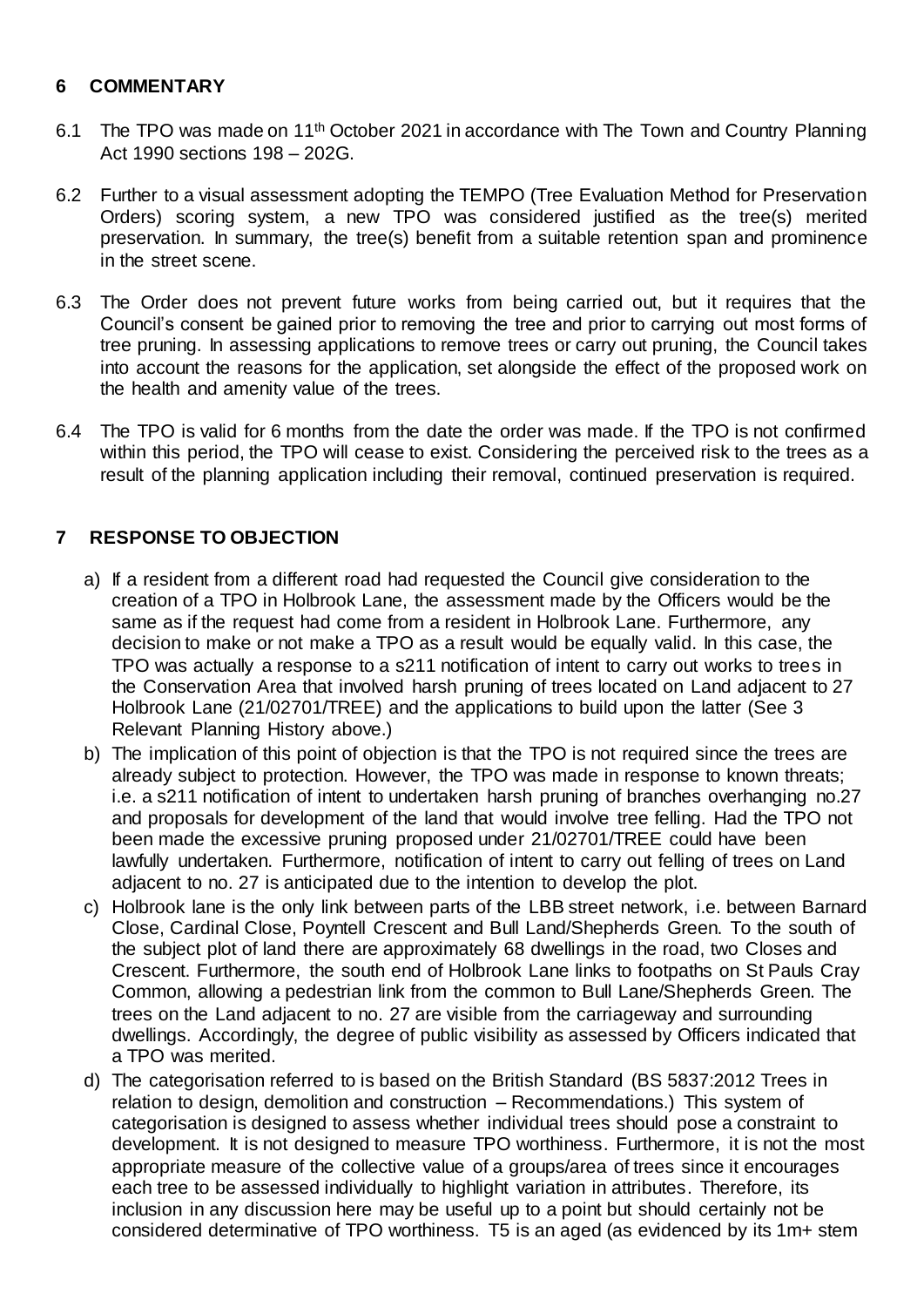## 6 COMMENTARY

6.1 The TPO was made on 11th October 2021 in accordance with The Town and Country Planning Act 1990 sections 198 – 202G.

6.2 Further to a visual assessment adopting the TEMPO (Tree Evaluation Method for Preservation Orders) scoring system, a new TPO was considered justified as the tree(s) merited preservation. In summary, the tree(s) benefit from a suitable retention span and prominence in the street scene.

6.3 The Order does not prevent future works from being carried out, but it requires that the Council's consent be gained prior to removing the tree and prior to carrying out most forms of tree pruning. In assessing applications to remove trees or carry out pruning, the Council takes into account the reasons for the application, set alongside the effect of the proposed work on the health and amenity value of the trees.

6.4 The TPO is valid for 6 months from the date the order was made. If the TPO is not confirmed within this period, the TPO will cease to exist. Considering the perceived risk to the trees as a result of the planning application including their removal, continued preservation is required.

## 7 RESPONSE TO OBJECTION

a) If a resident from a different road had requested the Council give consideration to the creation of a TPO in Holbrook Lane, the assessment made by the Officers would be the same as if the request had come from a resident in Holbrook Lane. Furthermore, any decision to make or not make a TPO as a result would be equally valid. In this case, the TPO was actually a response to a s211 notification of intent to carry out works to trees in the Conservation Area that involved harsh pruning of trees located on Land adjacent to 27 Holbrook Lane (21/02701/TREE) and the applications to build upon the latter (See 3 Relevant Planning History above.)

b) The implication of this point of objection is that the TPO is not required since the trees are already subject to protection. However, the TPO was made in response to known threats; i.e. a s211 notification of intent to undertaken harsh pruning of branches overhanging no.27 and proposals for development of the land that would involve tree felling. Had the TPO not been made the excessive pruning proposed under 21/02701/TREE could have been lawfully undertaken. Furthermore, notification of intent to carry out felling of trees on Land adjacent to no. 27 is anticipated due to the intention to develop the plot.

c) Holbrook lane is the only link between parts of the LBB street network, i.e. between Barnard Close, Cardinal Close, Poyntell Crescent and Bull Land/Shepherds Green. To the south of the subject plot of land there are approximately 68 dwellings in the road, two Closes and Crescent. Furthermore, the south end of Holbrook Lane links to footpaths on St Pauls Cray Common, allowing a pedestrian link from the common to Bull Lane/Shepherds Green. The trees on the Land adjacent to no. 27 are visible from the carriageway and surrounding dwellings. Accordingly, the degree of public visibility as assessed by Officers indicated that a TPO was merited.

d) The categorisation referred to is based on the British Standard (BS 5837:2012 Trees in relation to design, demolition and construction – Recommendations.) This system of categorisation is designed to assess whether individual trees should pose a constraint to development. It is not designed to measure TPO worthiness. Furthermore, it is not the most appropriate measure of the collective value of a groups/area of trees since it encourages each tree to be assessed individually to highlight variation in attributes. Therefore, its inclusion in any discussion here may be useful up to a point but should certainly not be considered determinative of TPO worthiness. T5 is an aged (as evidenced by its 1m+ stem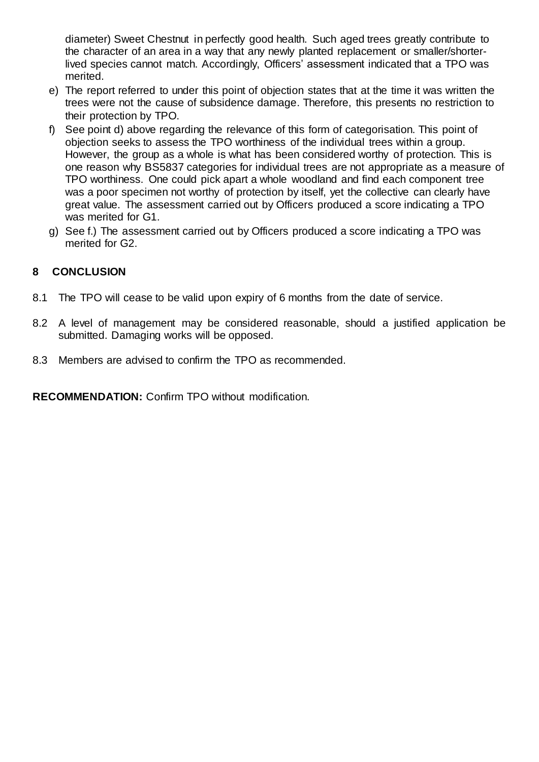diameter) Sweet Chestnut in perfectly good health. Such aged trees greatly contribute to the character of an area in a way that any newly planted replacement or smaller/shorter-lived species cannot match. Accordingly, Officers' assessment indicated that a TPO was merited.

e) The report referred to under this point of objection states that at the time it was written the trees were not the cause of subsidence damage. Therefore, this presents no restriction to their protection by TPO.

f) See point d) above regarding the relevance of this form of categorisation. This point of objection seeks to assess the TPO worthiness of the individual trees within a group. However, the group as a whole is what has been considered worthy of protection. This is one reason why BS5837 categories for individual trees are not appropriate as a measure of TPO worthiness. One could pick apart a whole woodland and find each component tree was a poor specimen not worthy of protection by itself, yet the collective can clearly have great value. The assessment carried out by Officers produced a score indicating a TPO was merited for G1.

g) See f.) The assessment carried out by Officers produced a score indicating a TPO was merited for G2.

## 8 CONCLUSION

8.1 The TPO will cease to be valid upon expiry of 6 months from the date of service.

8.2 A level of management may be considered reasonable, should a justified application be submitted. Damaging works will be opposed.

8.3 Members are advised to confirm the TPO as recommended.

**RECOMMENDATION:** Confirm TPO without modification.